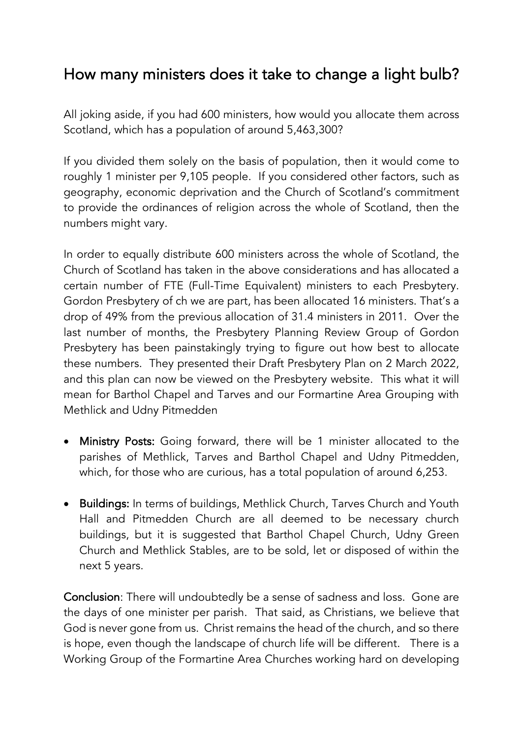# How many ministers does it take to change a light bulb?

All joking aside, if you had 600 ministers, how would you allocate them across Scotland, which has a population of around 5,463,300?

If you divided them solely on the basis of population, then it would come to roughly 1 minister per 9,105 people. If you considered other factors, such as geography, economic deprivation and the Church of Scotland's commitment to provide the ordinances of religion across the whole of Scotland, then the numbers might vary.

In order to equally distribute 600 ministers across the whole of Scotland, the Church of Scotland has taken in the above considerations and has allocated a certain number of FTE (Full-Time Equivalent) ministers to each Presbytery. Gordon Presbytery of ch we are part, has been allocated 16 ministers. That's a drop of 49% from the previous allocation of 31.4 ministers in 2011. Over the last number of months, the Presbytery Planning Review Group of Gordon Presbytery has been painstakingly trying to figure out how best to allocate these numbers. They presented their Draft Presbytery Plan on 2 March 2022, and this plan can now be viewed on the Presbytery website. This what it will mean for Barthol Chapel and Tarves and our Formartine Area Grouping with Methlick and Udny Pitmedden

- **Ministry Posts:** Going forward, there will be 1 minister allocated to the parishes of Methlick, Tarves and Barthol Chapel and Udny Pitmedden, which, for those who are curious, has a total population of around 6,253.
- **Buildings:** In terms of buildings, Methlick Church, Tarves Church and Youth Hall and Pitmedden Church are all deemed to be necessary church buildings, but it is suggested that Barthol Chapel Church, Udny Green Church and Methlick Stables, are to be sold, let or disposed of within the next 5 years.

**Conclusion**: There will undoubtedly be a sense of sadness and loss. Gone are the days of one minister per parish. That said, as Christians, we believe that God is never gone from us. Christ remains the head of the church, and so there is hope, even though the landscape of church life will be different. There is a Working Group of the Formartine Area Churches working hard on developing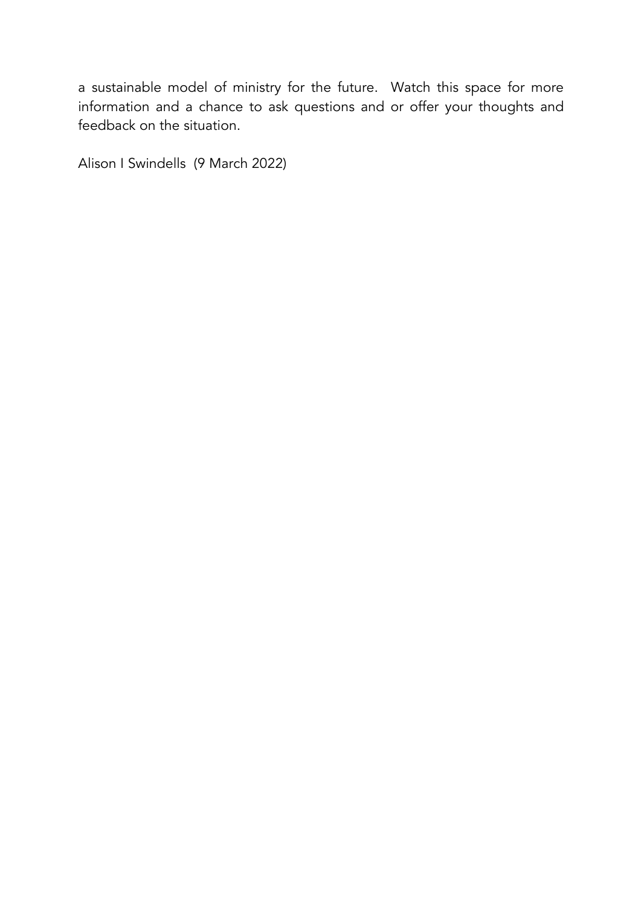a sustainable model of ministry for the future.  Watch this space for more information and a chance to ask questions and or offer your thoughts and feedback on the situation.

Alison I Swindells  (9 March 2022)